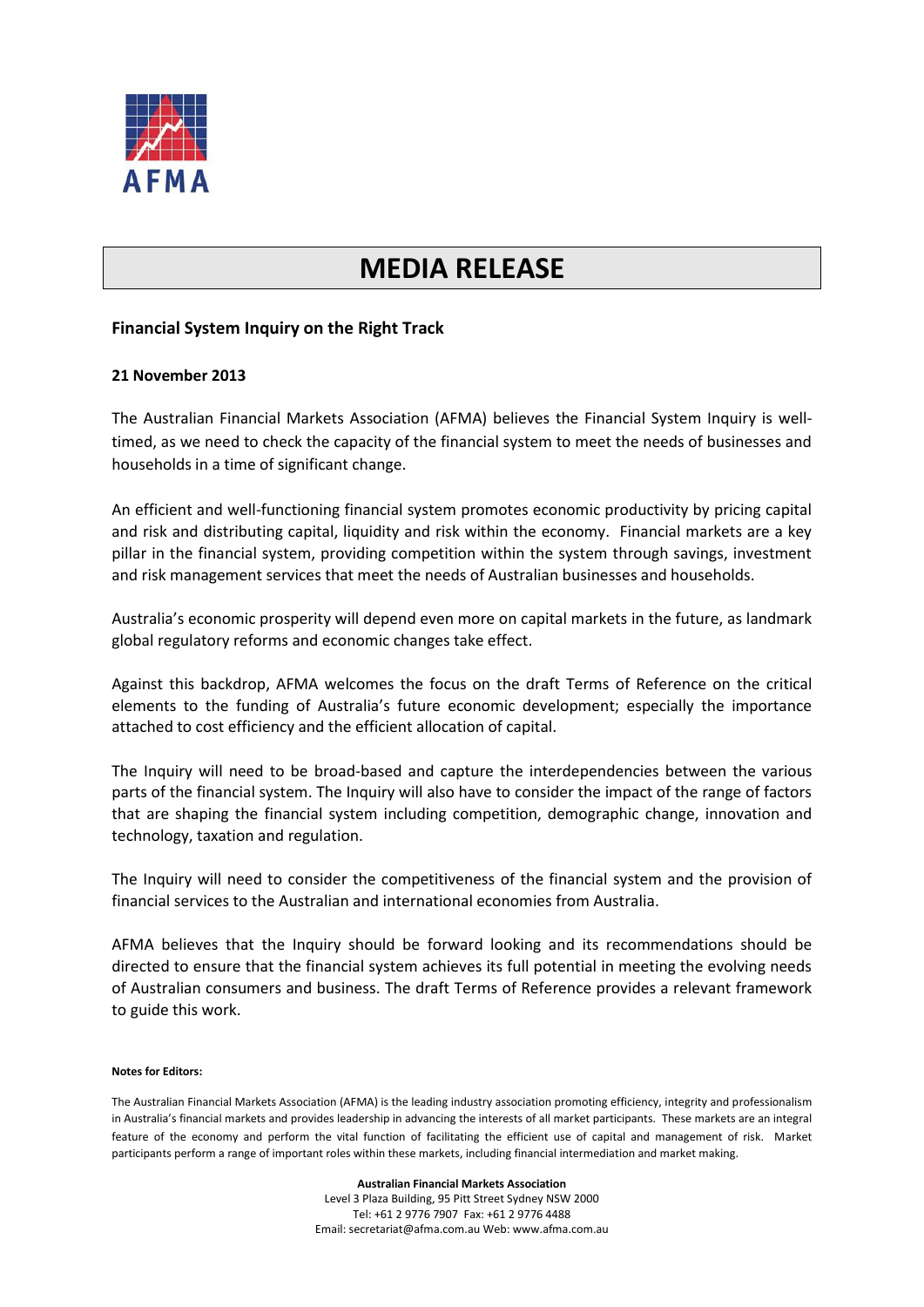AFMA

# MEDIA RELEASE

**Financial System Inquiry on the Right Track**

**21 November 2013**

The Australian Financial Markets Association (AFMA) believes the Financial System Inquiry is well-timed, as we need to check the capacity of the financial system to meet the needs of businesses and households in a time of significant change.

An efficient and well-functioning financial system promotes economic productivity by pricing capital and risk and distributing capital, liquidity and risk within the economy. Financial markets are a key pillar in the financial system, providing competition within the system through savings, investment and risk management services that meet the needs of Australian businesses and households.

Australia's economic prosperity will depend even more on capital markets in the future, as landmark global regulatory reforms and economic changes take effect.

Against this backdrop, AFMA welcomes the focus on the draft Terms of Reference on the critical elements to the funding of Australia's future economic development; especially the importance attached to cost efficiency and the efficient allocation of capital.

The Inquiry will need to be broad-based and capture the interdependencies between the various parts of the financial system. The Inquiry will also have to consider the impact of the range of factors that are shaping the financial system including competition, demographic change, innovation and technology, taxation and regulation.

The Inquiry will need to consider the competitiveness of the financial system and the provision of financial services to the Australian and international economies from Australia.

AFMA believes that the Inquiry should be forward looking and its recommendations should be directed to ensure that the financial system achieves its full potential in meeting the evolving needs of Australian consumers and business. The draft Terms of Reference provides a relevant framework to guide this work.

**Notes for Editors:**

The Australian Financial Markets Association (AFMA) is the leading industry association promoting efficiency, integrity and professionalism in Australia's financial markets and provides leadership in advancing the interests of all market participants. These markets are an integral feature of the economy and perform the vital function of facilitating the efficient use of capital and management of risk. Market participants perform a range of important roles within these markets, including financial intermediation and market making.

**Australian Financial Markets Association**
Level 3 Plaza Building, 95 Pitt Street Sydney NSW 2000
Tel: +61 2 9776 7907 Fax: +61 2 9776 4488
Email: secretariat@afma.com.au Web: www.afma.com.au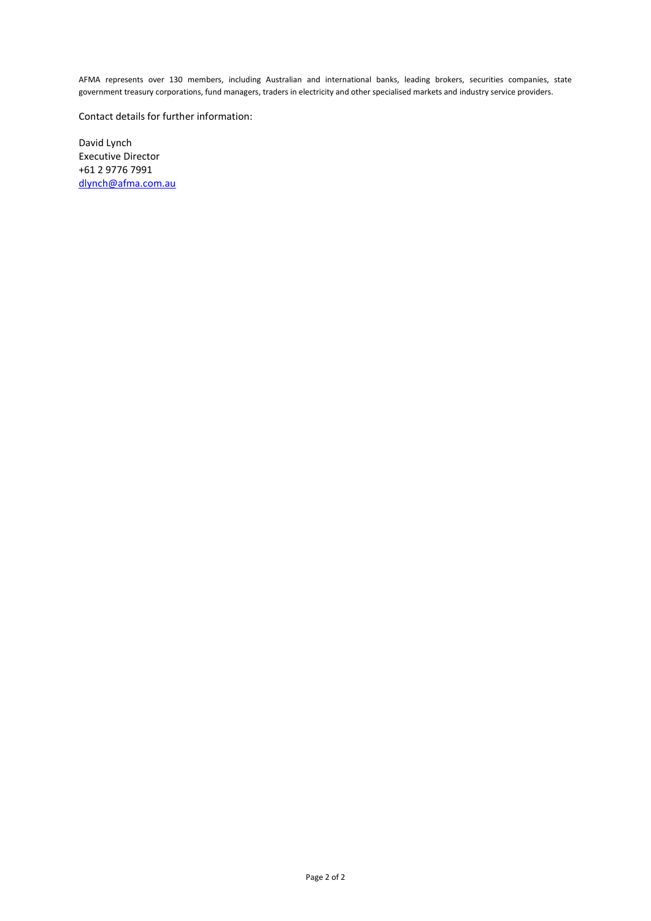AFMA represents over 130 members, including Australian and international banks, leading brokers, securities companies, state government treasury corporations, fund managers, traders in electricity and other specialised markets and industry service providers.

Contact details for further information:

David Lynch
Executive Director
+61 2 9776 7991
dlynch@afma.com.au